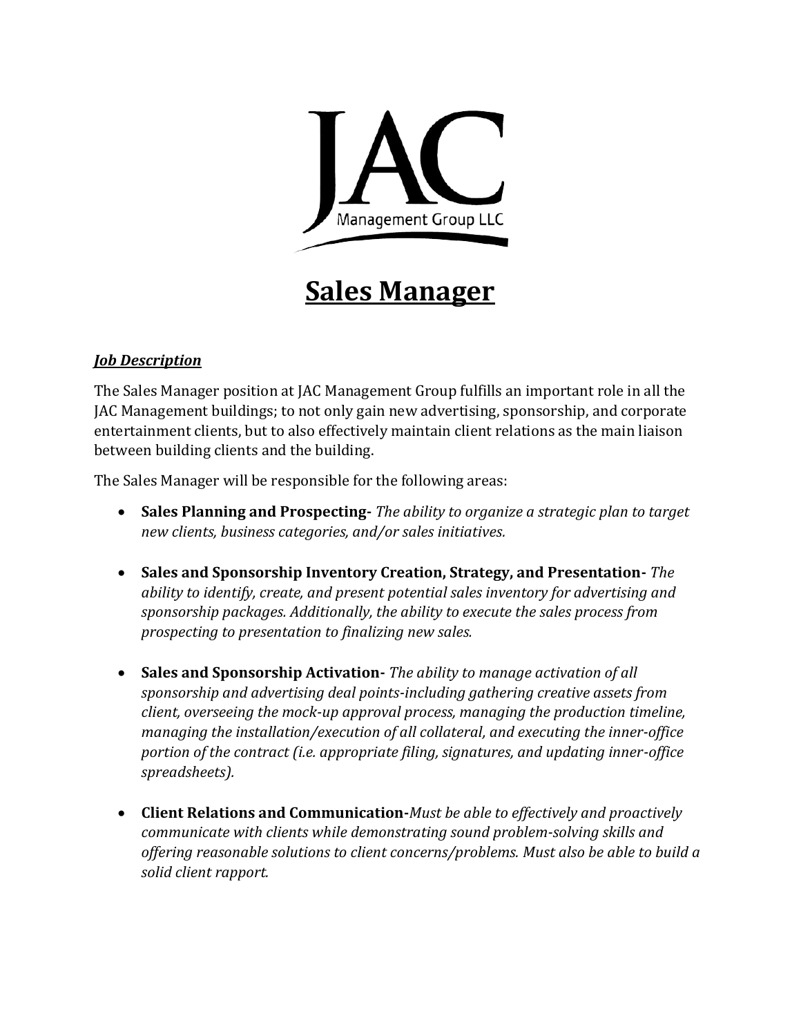JAC

Management Group LLC

# Sales Manager

***Job Description***

The Sales Manager position at JAC Management Group fulfills an important role in all the JAC Management buildings; to not only gain new advertising, sponsorship, and corporate entertainment clients, but to also effectively maintain client relations as the main liaison between building clients and the building.

The Sales Manager will be responsible for the following areas:

- **Sales Planning and Prospecting-** *The ability to organize a strategic plan to target new clients, business categories, and/or sales initiatives.*

- **Sales and Sponsorship Inventory Creation, Strategy, and Presentation-** *The ability to identify, create, and present potential sales inventory for advertising and sponsorship packages. Additionally, the ability to execute the sales process from prospecting to presentation to finalizing new sales.*

- **Sales and Sponsorship Activation-** *The ability to manage activation of all sponsorship and advertising deal points-including gathering creative assets from client, overseeing the mock-up approval process, managing the production timeline, managing the installation/execution of all collateral, and executing the inner-office portion of the contract (i.e. appropriate filing, signatures, and updating inner-office spreadsheets).*

- **Client Relations and Communication-***Must be able to effectively and proactively communicate with clients while demonstrating sound problem-solving skills and offering reasonable solutions to client concerns/problems. Must also be able to build a solid client rapport.*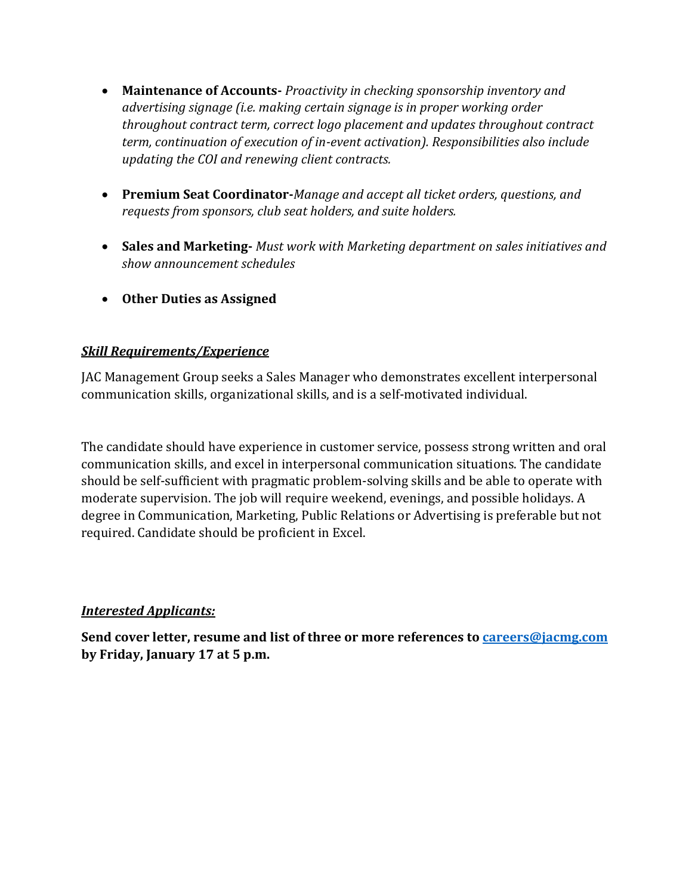- **Maintenance of Accounts-** *Proactivity in checking sponsorship inventory and advertising signage (i.e. making certain signage is in proper working order throughout contract term, correct logo placement and updates throughout contract term, continuation of execution of in-event activation). Responsibilities also include updating the COI and renewing client contracts.*

- **Premium Seat Coordinator-***Manage and accept all ticket orders, questions, and requests from sponsors, club seat holders, and suite holders.*

- **Sales and Marketing-** *Must work with Marketing department on sales initiatives and show announcement schedules*

- **Other Duties as Assigned**

***Skill Requirements/Experience***

JAC Management Group seeks a Sales Manager who demonstrates excellent interpersonal communication skills, organizational skills, and is a self-motivated individual.

The candidate should have experience in customer service, possess strong written and oral communication skills, and excel in interpersonal communication situations. The candidate should be self-sufficient with pragmatic problem-solving skills and be able to operate with moderate supervision. The job will require weekend, evenings, and possible holidays. A degree in Communication, Marketing, Public Relations or Advertising is preferable but not required. Candidate should be proficient in Excel.

***Interested Applicants:***

**Send cover letter, resume and list of three or more references to careers@jacmg.com by Friday, January 17 at 5 p.m.**